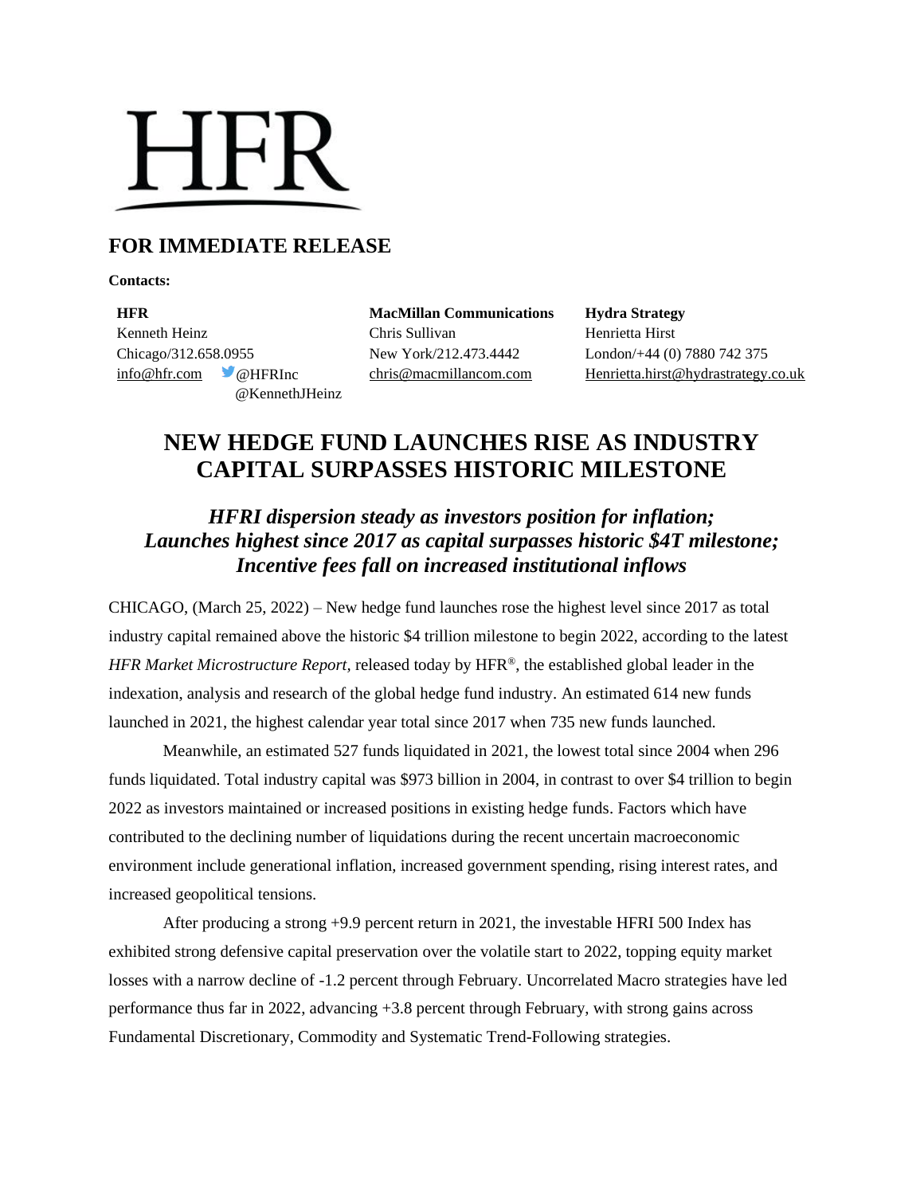# HFR

## FOR IMMEDIATE RELEASE

**Contacts:**

| **HFR** | **MacMillan Communications** | **Hydra Strategy** |
| --- | --- | --- |
| Kenneth Heinz | Chris Sullivan | Henrietta Hirst |
| Chicago/312.658.0955 | New York/212.473.4442 | London/+44 (0) 7880 742 375 |
| info@hfr.com @HFRInc @KennethJHeinz | chris@macmillancom.com | Henrietta.hirst@hydrastrategy.co.uk |

# NEW HEDGE FUND LAUNCHES RISE AS INDUSTRY CAPITAL SURPASSES HISTORIC MILESTONE

### *HFRI dispersion steady as investors position for inflation; Launches highest since 2017 as capital surpasses historic $4T milestone; Incentive fees fall on increased institutional inflows*

CHICAGO, (March 25, 2022) – New hedge fund launches rose the highest level since 2017 as total industry capital remained above the historic $4 trillion milestone to begin 2022, according to the latest *HFR Market Microstructure Report,* released today by HFR®, the established global leader in the indexation, analysis and research of the global hedge fund industry. An estimated 614 new funds launched in 2021, the highest calendar year total since 2017 when 735 new funds launched.

Meanwhile, an estimated 527 funds liquidated in 2021, the lowest total since 2004 when 296 funds liquidated. Total industry capital was $973 billion in 2004, in contrast to over $4 trillion to begin 2022 as investors maintained or increased positions in existing hedge funds. Factors which have contributed to the declining number of liquidations during the recent uncertain macroeconomic environment include generational inflation, increased government spending, rising interest rates, and increased geopolitical tensions.

After producing a strong +9.9 percent return in 2021, the investable HFRI 500 Index has exhibited strong defensive capital preservation over the volatile start to 2022, topping equity market losses with a narrow decline of -1.2 percent through February. Uncorrelated Macro strategies have led performance thus far in 2022, advancing +3.8 percent through February, with strong gains across Fundamental Discretionary, Commodity and Systematic Trend-Following strategies.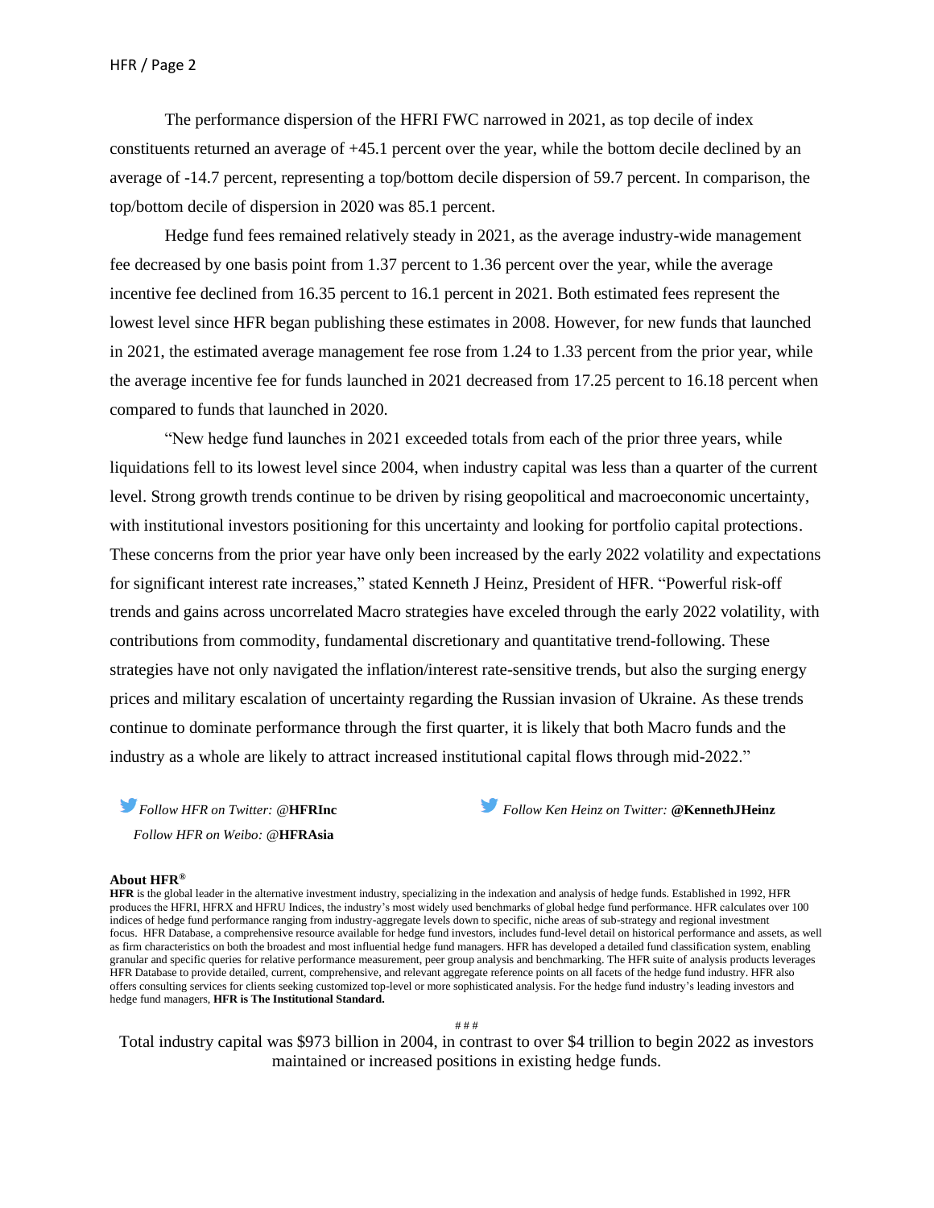The performance dispersion of the HFRI FWC narrowed in 2021, as top decile of index constituents returned an average of +45.1 percent over the year, while the bottom decile declined by an average of -14.7 percent, representing a top/bottom decile dispersion of 59.7 percent. In comparison, the top/bottom decile of dispersion in 2020 was 85.1 percent.

Hedge fund fees remained relatively steady in 2021, as the average industry-wide management fee decreased by one basis point from 1.37 percent to 1.36 percent over the year, while the average incentive fee declined from 16.35 percent to 16.1 percent in 2021. Both estimated fees represent the lowest level since HFR began publishing these estimates in 2008. However, for new funds that launched in 2021, the estimated average management fee rose from 1.24 to 1.33 percent from the prior year, while the average incentive fee for funds launched in 2021 decreased from 17.25 percent to 16.18 percent when compared to funds that launched in 2020.

"New hedge fund launches in 2021 exceeded totals from each of the prior three years, while liquidations fell to its lowest level since 2004, when industry capital was less than a quarter of the current level. Strong growth trends continue to be driven by rising geopolitical and macroeconomic uncertainty, with institutional investors positioning for this uncertainty and looking for portfolio capital protections. These concerns from the prior year have only been increased by the early 2022 volatility and expectations for significant interest rate increases," stated Kenneth J Heinz, President of HFR. "Powerful risk-off trends and gains across uncorrelated Macro strategies have exceled through the early 2022 volatility, with contributions from commodity, fundamental discretionary and quantitative trend-following. These strategies have not only navigated the inflation/interest rate-sensitive trends, but also the surging energy prices and military escalation of uncertainty regarding the Russian invasion of Ukraine. As these trends continue to dominate performance through the first quarter, it is likely that both Macro funds and the industry as a whole are likely to attract increased institutional capital flows through mid-2022."

*Follow HFR on Twitter:* @**HFRInc**

*Follow HFR on Weibo:* @**HFRAsia**

*Follow Ken Heinz on Twitter:* **@KennethJHeinz**

**About HFR®**

**HFR** is the global leader in the alternative investment industry, specializing in the indexation and analysis of hedge funds. Established in 1992, HFR produces the HFRI, HFRX and HFRU Indices, the industry's most widely used benchmarks of global hedge fund performance. HFR calculates over 100 indices of hedge fund performance ranging from industry-aggregate levels down to specific, niche areas of sub-strategy and regional investment focus. HFR Database, a comprehensive resource available for hedge fund investors, includes fund-level detail on historical performance and assets, as well as firm characteristics on both the broadest and most influential hedge fund managers. HFR has developed a detailed fund classification system, enabling granular and specific queries for relative performance measurement, peer group analysis and benchmarking. The HFR suite of analysis products leverages HFR Database to provide detailed, current, comprehensive, and relevant aggregate reference points on all facets of the hedge fund industry. HFR also offers consulting services for clients seeking customized top-level or more sophisticated analysis. For the hedge fund industry's leading investors and hedge fund managers, **HFR is The Institutional Standard.**

# # #

Total industry capital was $973 billion in 2004, in contrast to over $4 trillion to begin 2022 as investors maintained or increased positions in existing hedge funds.